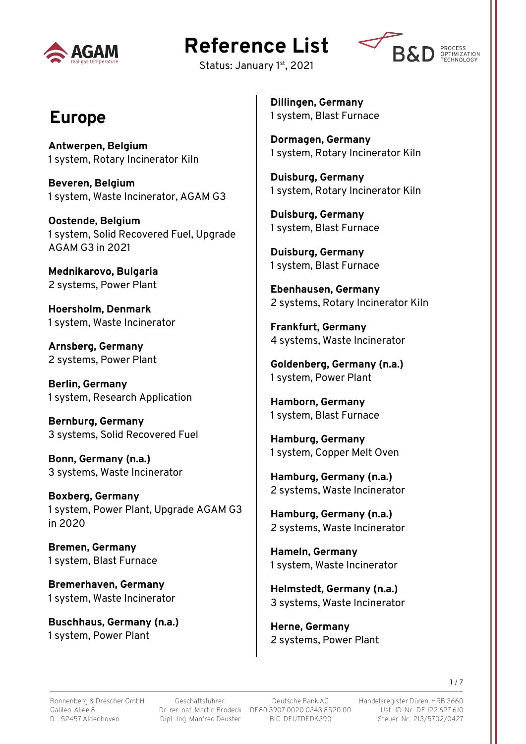# Reference List

Status: January 1st, 2021

## Europe

**Antwerpen, Belgium**
1 system, Rotary Incinerator Kiln

**Beveren, Belgium**
1 system, Waste Incinerator, AGAM G3

**Oostende, Belgium**
1 system, Solid Recovered Fuel, Upgrade AGAM G3 in 2021

**Mednikarovo, Bulgaria**
2 systems, Power Plant

**Hoersholm, Denmark**
1 system, Waste Incinerator

**Arnsberg, Germany**
2 systems, Power Plant

**Berlin, Germany**
1 system, Research Application

**Bernburg, Germany**
3 systems, Solid Recovered Fuel

**Bonn, Germany (n.a.)**
3 systems, Waste Incinerator

**Boxberg, Germany**
1 system, Power Plant, Upgrade AGAM G3 in 2020

**Bremen, Germany**
1 system, Blast Furnace

**Bremerhaven, Germany**
1 system, Waste Incinerator

**Buschhaus, Germany (n.a.)**
1 system, Power Plant

**Dillingen, Germany**
1 system, Blast Furnace

**Dormagen, Germany**
1 system, Rotary Incinerator Kiln

**Duisburg, Germany**
1 system, Rotary Incinerator Kiln

**Duisburg, Germany**
1 system, Blast Furnace

**Duisburg, Germany**
1 system, Blast Furnace

**Ebenhausen, Germany**
2 systems, Rotary Incinerator Kiln

**Frankfurt, Germany**
4 systems, Waste Incinerator

**Goldenberg, Germany (n.a.)**
1 system, Power Plant

**Hamborn, Germany**
1 system, Blast Furnace

**Hamburg, Germany**
1 system, Copper Melt Oven

**Hamburg, Germany (n.a.)**
2 systems, Waste Incinerator

**Hamburg, Germany (n.a.)**
2 systems, Waste Incinerator

**Hameln, Germany**
1 system, Waste Incinerator

**Helmstedt, Germany (n.a.)**
3 systems, Waste Incinerator

**Herne, Germany**
2 systems, Power Plant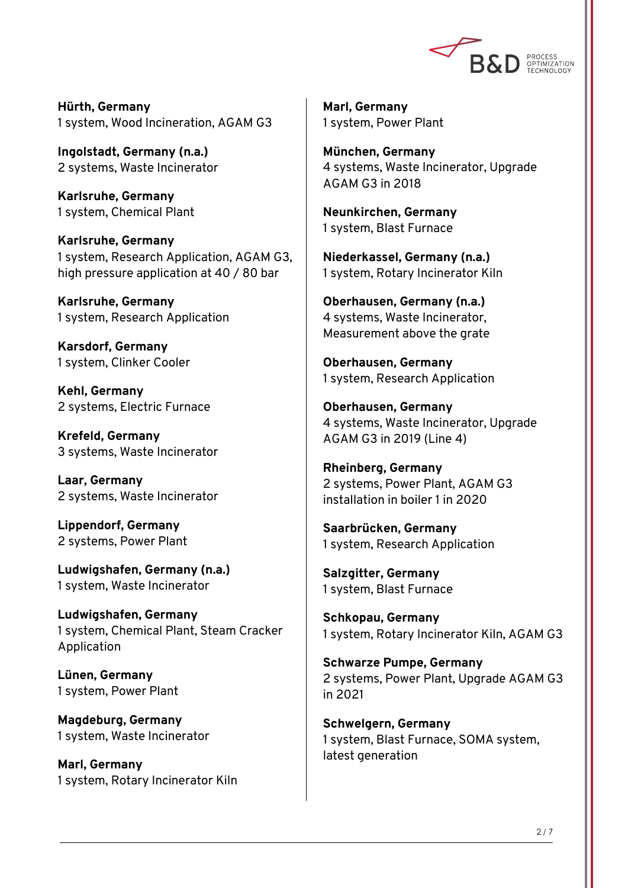**Hürth, Germany**
1 system, Wood Incineration, AGAM G3

**Ingolstadt, Germany (n.a.)**
2 systems, Waste Incinerator

**Karlsruhe, Germany**
1 system, Chemical Plant

**Karlsruhe, Germany**
1 system, Research Application, AGAM G3, high pressure application at 40 / 80 bar

**Karlsruhe, Germany**
1 system, Research Application

**Karsdorf, Germany**
1 system, Clinker Cooler

**Kehl, Germany**
2 systems, Electric Furnace

**Krefeld, Germany**
3 systems, Waste Incinerator

**Laar, Germany**
2 systems, Waste Incinerator

**Lippendorf, Germany**
2 systems, Power Plant

**Ludwigshafen, Germany (n.a.)**
1 system, Waste Incinerator

**Ludwigshafen, Germany**
1 system, Chemical Plant, Steam Cracker Application

**Lünen, Germany**
1 system, Power Plant

**Magdeburg, Germany**
1 system, Waste Incinerator

**Marl, Germany**
1 system, Rotary Incinerator Kiln

**Marl, Germany**
1 system, Power Plant

**München, Germany**
4 systems, Waste Incinerator, Upgrade AGAM G3 in 2018

**Neunkirchen, Germany**
1 system, Blast Furnace

**Niederkassel, Germany (n.a.)**
1 system, Rotary Incinerator Kiln

**Oberhausen, Germany (n.a.)**
4 systems, Waste Incinerator, Measurement above the grate

**Oberhausen, Germany**
1 system, Research Application

**Oberhausen, Germany**
4 systems, Waste Incinerator, Upgrade AGAM G3 in 2019 (Line 4)

**Rheinberg, Germany**
2 systems, Power Plant, AGAM G3 installation in boiler 1 in 2020

**Saarbrücken, Germany**
1 system, Research Application

**Salzgitter, Germany**
1 system, Blast Furnace

**Schkopau, Germany**
1 system, Rotary Incinerator Kiln, AGAM G3

**Schwarze Pumpe, Germany**
2 systems, Power Plant, Upgrade AGAM G3 in 2021

**Schwelgern, Germany**
1 system, Blast Furnace, SOMA system, latest generation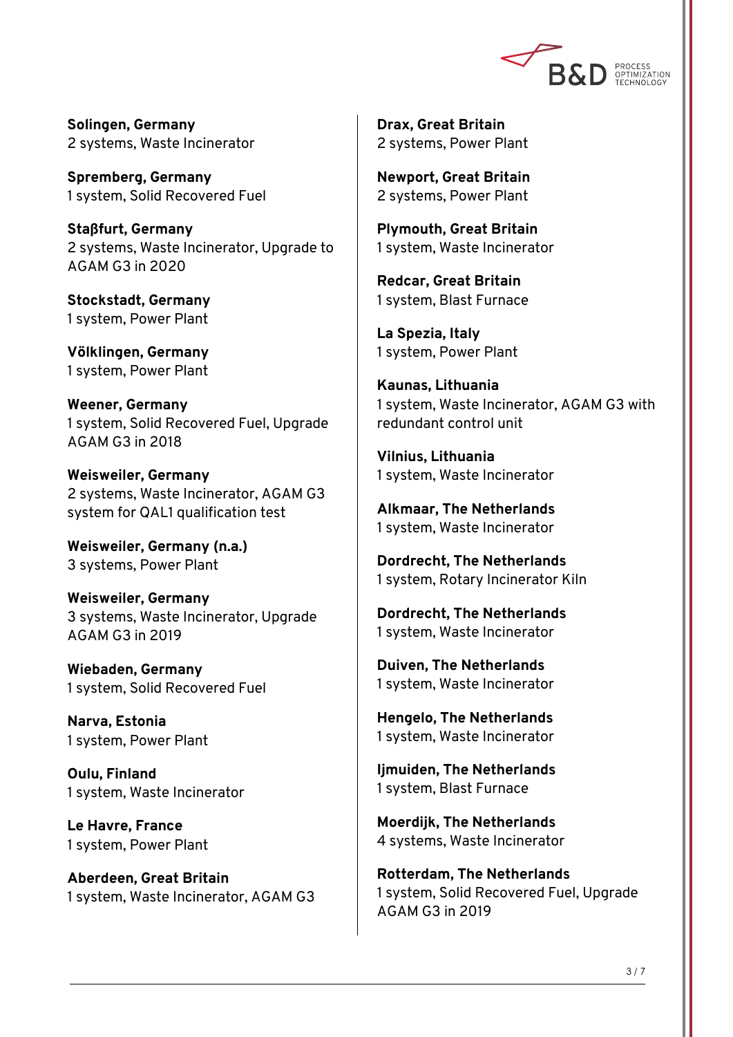**Solingen, Germany**
2 systems, Waste Incinerator

**Spremberg, Germany**
1 system, Solid Recovered Fuel

**Staβfurt, Germany**
2 systems, Waste Incinerator, Upgrade to AGAM G3 in 2020

**Stockstadt, Germany**
1 system, Power Plant

**Völklingen, Germany**
1 system, Power Plant

**Weener, Germany**
1 system, Solid Recovered Fuel, Upgrade AGAM G3 in 2018

**Weisweiler, Germany**
2 systems, Waste Incinerator, AGAM G3 system for QAL1 qualification test

**Weisweiler, Germany (n.a.)**
3 systems, Power Plant

**Weisweiler, Germany**
3 systems, Waste Incinerator, Upgrade AGAM G3 in 2019

**Wiebaden, Germany**
1 system, Solid Recovered Fuel

**Narva, Estonia**
1 system, Power Plant

**Oulu, Finland**
1 system, Waste Incinerator

**Le Havre, France**
1 system, Power Plant

**Aberdeen, Great Britain**
1 system, Waste Incinerator, AGAM G3

**Drax, Great Britain**
2 systems, Power Plant

**Newport, Great Britain**
2 systems, Power Plant

**Plymouth, Great Britain**
1 system, Waste Incinerator

**Redcar, Great Britain**
1 system, Blast Furnace

**La Spezia, Italy**
1 system, Power Plant

**Kaunas, Lithuania**
1 system, Waste Incinerator, AGAM G3 with redundant control unit

**Vilnius, Lithuania**
1 system, Waste Incinerator

**Alkmaar, The Netherlands**
1 system, Waste Incinerator

**Dordrecht, The Netherlands**
1 system, Rotary Incinerator Kiln

**Dordrecht, The Netherlands**
1 system, Waste Incinerator

**Duiven, The Netherlands**
1 system, Waste Incinerator

**Hengelo, The Netherlands**
1 system, Waste Incinerator

**Ijmuiden, The Netherlands**
1 system, Blast Furnace

**Moerdijk, The Netherlands**
4 systems, Waste Incinerator

**Rotterdam, The Netherlands**
1 system, Solid Recovered Fuel, Upgrade AGAM G3 in 2019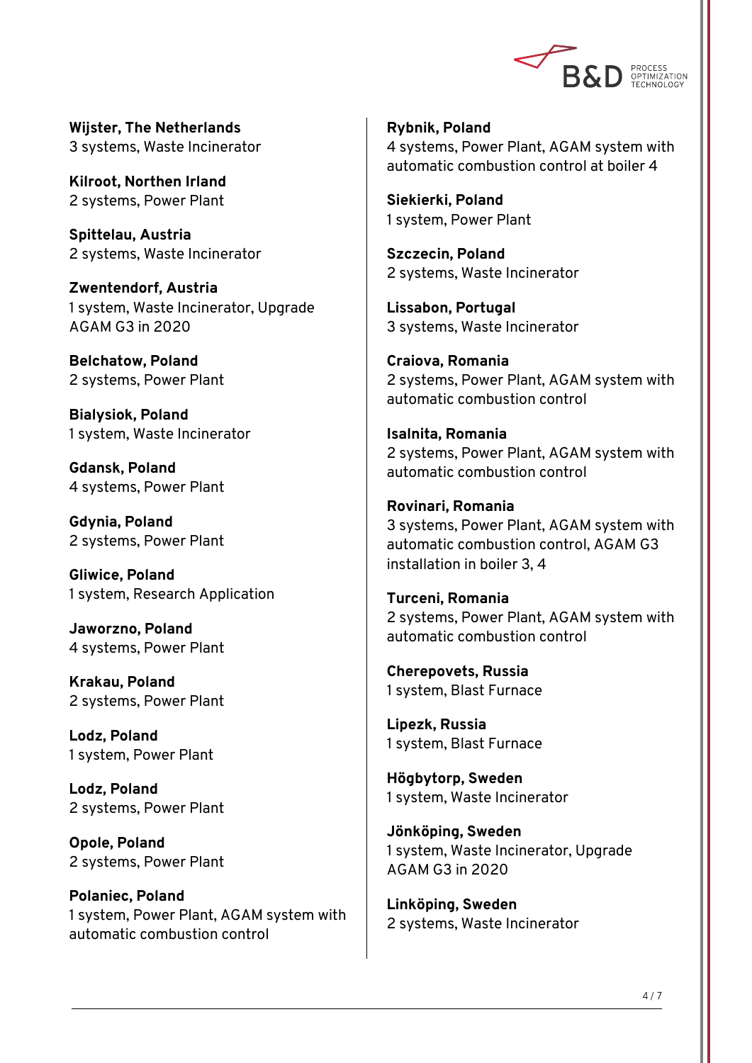**Wijster, The Netherlands**
3 systems, Waste Incinerator

**Kilroot, Northen Irland**
2 systems, Power Plant

**Spittelau, Austria**
2 systems, Waste Incinerator

**Zwentendorf, Austria**
1 system, Waste Incinerator, Upgrade AGAM G3 in 2020

**Belchatow, Poland**
2 systems, Power Plant

**Bialysiok, Poland**
1 system, Waste Incinerator

**Gdansk, Poland**
4 systems, Power Plant

**Gdynia, Poland**
2 systems, Power Plant

**Gliwice, Poland**
1 system, Research Application

**Jaworzno, Poland**
4 systems, Power Plant

**Krakau, Poland**
2 systems, Power Plant

**Lodz, Poland**
1 system, Power Plant

**Lodz, Poland**
2 systems, Power Plant

**Opole, Poland**
2 systems, Power Plant

**Polaniec, Poland**
1 system, Power Plant, AGAM system with automatic combustion control

**Rybnik, Poland**
4 systems, Power Plant, AGAM system with automatic combustion control at boiler 4

**Siekierki, Poland**
1 system, Power Plant

**Szczecin, Poland**
2 systems, Waste Incinerator

**Lissabon, Portugal**
3 systems, Waste Incinerator

**Craiova, Romania**
2 systems, Power Plant, AGAM system with automatic combustion control

**Isalnita, Romania**
2 systems, Power Plant, AGAM system with automatic combustion control

**Rovinari, Romania**
3 systems, Power Plant, AGAM system with automatic combustion control, AGAM G3 installation in boiler 3, 4

**Turceni, Romania**
2 systems, Power Plant, AGAM system with automatic combustion control

**Cherepovets, Russia**
1 system, Blast Furnace

**Lipezk, Russia**
1 system, Blast Furnace

**Högbytorp, Sweden**
1 system, Waste Incinerator

**Jönköping, Sweden**
1 system, Waste Incinerator, Upgrade AGAM G3 in 2020

**Linköping, Sweden**
2 systems, Waste Incinerator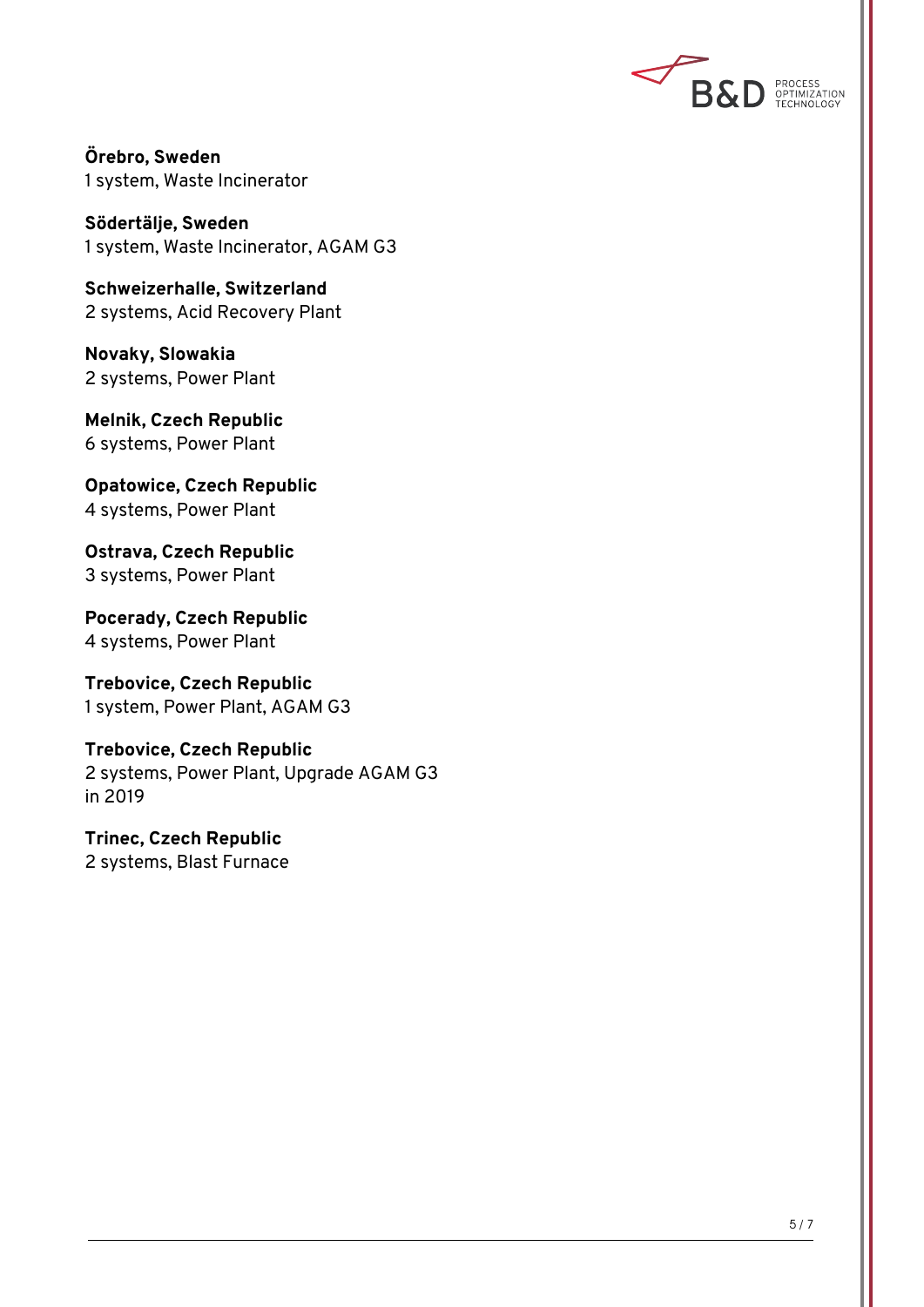**Örebro, Sweden**
1 system, Waste Incinerator

**Södertälje, Sweden**
1 system, Waste Incinerator, AGAM G3

**Schweizerhalle, Switzerland**
2 systems, Acid Recovery Plant

**Novaky, Slowakia**
2 systems, Power Plant

**Melnik, Czech Republic**
6 systems, Power Plant

**Opatowice, Czech Republic**
4 systems, Power Plant

**Ostrava, Czech Republic**
3 systems, Power Plant

**Pocerady, Czech Republic**
4 systems, Power Plant

**Trebovice, Czech Republic**
1 system, Power Plant, AGAM G3

**Trebovice, Czech Republic**
2 systems, Power Plant, Upgrade AGAM G3 in 2019

**Trinec, Czech Republic**
2 systems, Blast Furnace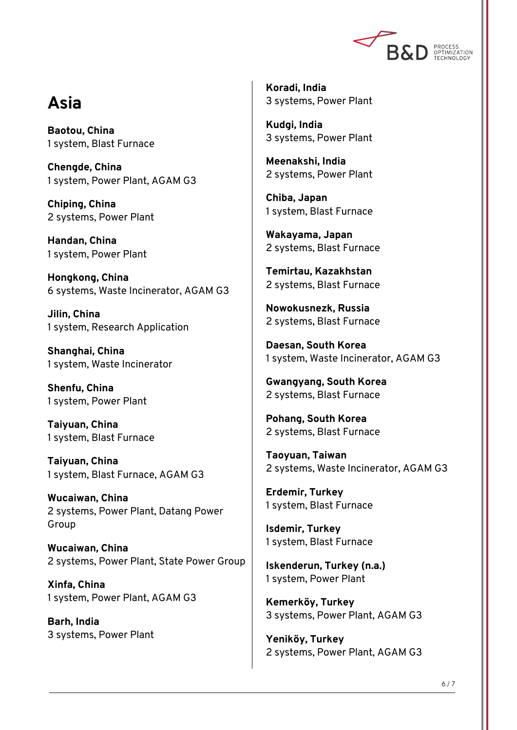## Asia

**Baotou, China**
1 system, Blast Furnace

**Chengde, China**
1 system, Power Plant, AGAM G3

**Chiping, China**
2 systems, Power Plant

**Handan, China**
1 system, Power Plant

**Hongkong, China**
6 systems, Waste Incinerator, AGAM G3

**Jilin, China**
1 system, Research Application

**Shanghai, China**
1 system, Waste Incinerator

**Shenfu, China**
1 system, Power Plant

**Taiyuan, China**
1 system, Blast Furnace

**Taiyuan, China**
1 system, Blast Furnace, AGAM G3

**Wucaiwan, China**
2 systems, Power Plant, Datang Power Group

**Wucaiwan, China**
2 systems, Power Plant, State Power Group

**Xinfa, China**
1 system, Power Plant, AGAM G3

**Barh, India**
3 systems, Power Plant

**Koradi, India**
3 systems, Power Plant

**Kudgi, India**
3 systems, Power Plant

**Meenakshi, India**
2 systems, Power Plant

**Chiba, Japan**
1 system, Blast Furnace

**Wakayama, Japan**
2 systems, Blast Furnace

**Temirtau, Kazakhstan**
2 systems, Blast Furnace

**Nowokusnezk, Russia**
2 systems, Blast Furnace

**Daesan, South Korea**
1 system, Waste Incinerator, AGAM G3

**Gwangyang, South Korea**
2 systems, Blast Furnace

**Pohang, South Korea**
2 systems, Blast Furnace

**Taoyuan, Taiwan**
2 systems, Waste Incinerator, AGAM G3

**Erdemir, Turkey**
1 system, Blast Furnace

**Isdemir, Turkey**
1 system, Blast Furnace

**Iskenderun, Turkey (n.a.)**
1 system, Power Plant

**Kemerköy, Turkey**
3 systems, Power Plant, AGAM G3

**Yeniköy, Turkey**
2 systems, Power Plant, AGAM G3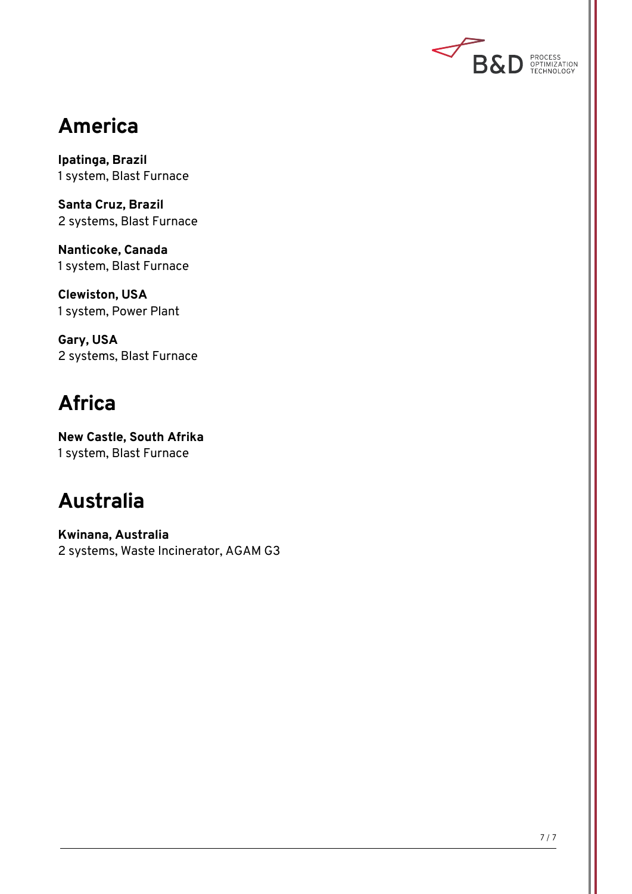## America

**Ipatinga, Brazil**
1 system, Blast Furnace

**Santa Cruz, Brazil**
2 systems, Blast Furnace

**Nanticoke, Canada**
1 system, Blast Furnace

**Clewiston, USA**
1 system, Power Plant

**Gary, USA**
2 systems, Blast Furnace

## Africa

**New Castle, South Afrika**
1 system, Blast Furnace

## Australia

**Kwinana, Australia**
2 systems, Waste Incinerator, AGAM G3